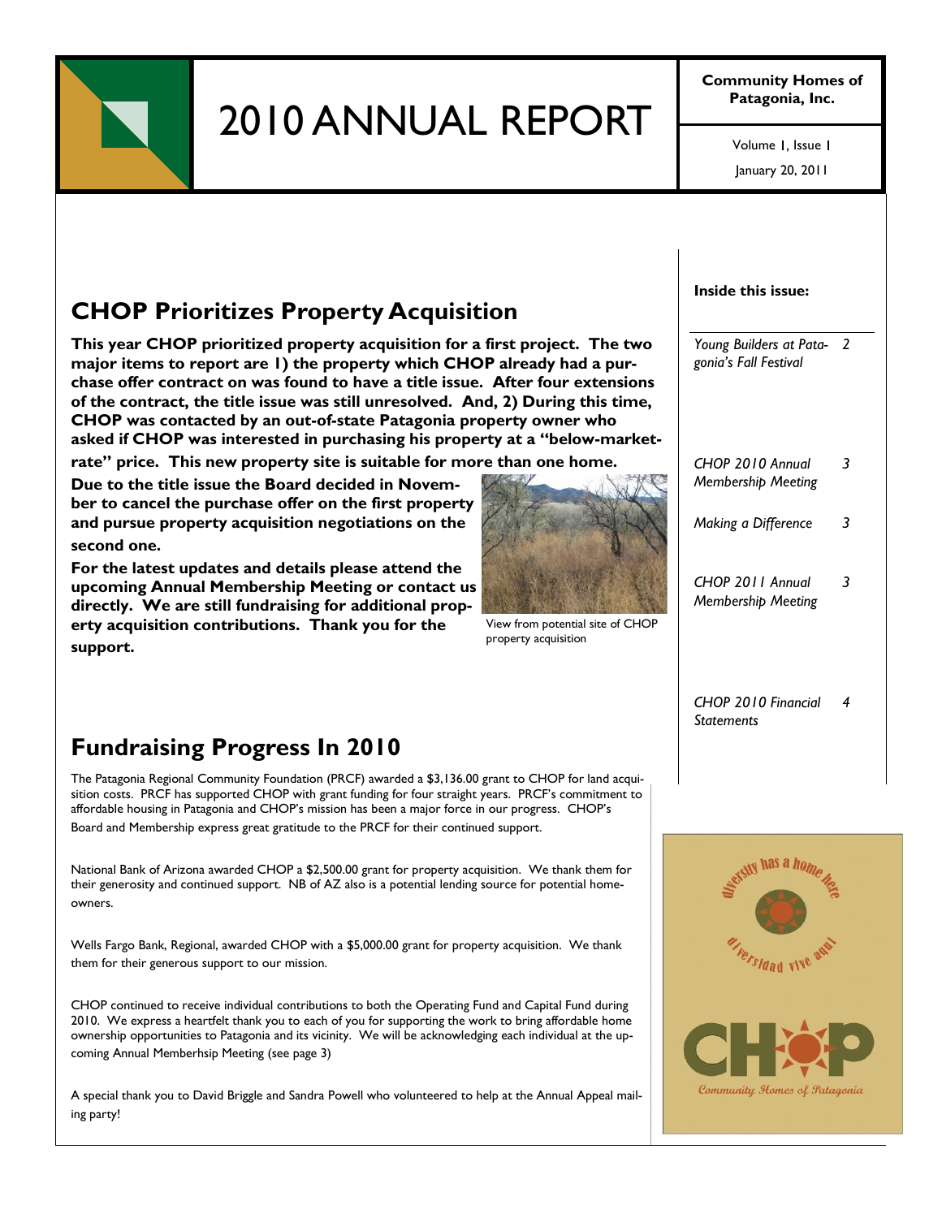# 2010 ANNUAL REPORT

**Community Homes of Patagonia, Inc.**

Volume 1, Issue 1

January 20, 2011

**Inside this issue:**

| | |
|---|---|
| *Young Builders at Patagonia's Fall Festival* | 2 |
| *CHOP 2010 Annual Membership Meeting* | 3 |
| *Making a Difference* | 3 |
| *CHOP 2011 Annual Membership Meeting* | 3 |
| *CHOP 2010 Financial Statements* | 4 |

## CHOP Prioritizes Property Acquisition

**This year CHOP prioritized property acquisition for a first project. The two major items to report are 1) the property which CHOP already had a purchase offer contract on was found to have a title issue. After four extensions of the contract, the title issue was still unresolved. And, 2) During this time, CHOP was contacted by an out-of-state Patagonia property owner who asked if CHOP was interested in purchasing his property at a "below-market-rate" price. This new property site is suitable for more than one home.**

**Due to the title issue the Board decided in November to cancel the purchase offer on the first property and pursue property acquisition negotiations on the second one.**

**For the latest updates and details please attend the upcoming Annual Membership Meeting or contact us directly. We are still fundraising for additional property acquisition contributions. Thank you for the support.**

View from potential site of CHOP property acquisition

## Fundraising Progress In 2010

The Patagonia Regional Community Foundation (PRCF) awarded a $3,136.00 grant to CHOP for land acquisition costs. PRCF has supported CHOP with grant funding for four straight years. PRCF's commitment to affordable housing in Patagonia and CHOP's mission has been a major force in our progress. CHOP's Board and Membership express great gratitude to the PRCF for their continued support.

National Bank of Arizona awarded CHOP a $2,500.00 grant for property acquisition. We thank them for their generosity and continued support. NB of AZ also is a potential lending source for potential homeowners.

Wells Fargo Bank, Regional, awarded CHOP with a $5,000.00 grant for property acquisition. We thank them for their generous support to our mission.

CHOP continued to receive individual contributions to both the Operating Fund and Capital Fund during 2010. We express a heartfelt thank you to each of you for supporting the work to bring affordable home ownership opportunities to Patagonia and its vicinity. We will be acknowledging each individual at the upcoming Annual Memberhsip Meeting (see page 3)

A special thank you to David Briggle and Sandra Powell who volunteered to help at the Annual Appeal mailing party!

diversity has a home here

diversidad vive aqui

CHOP

*Community Homes of Patagonia*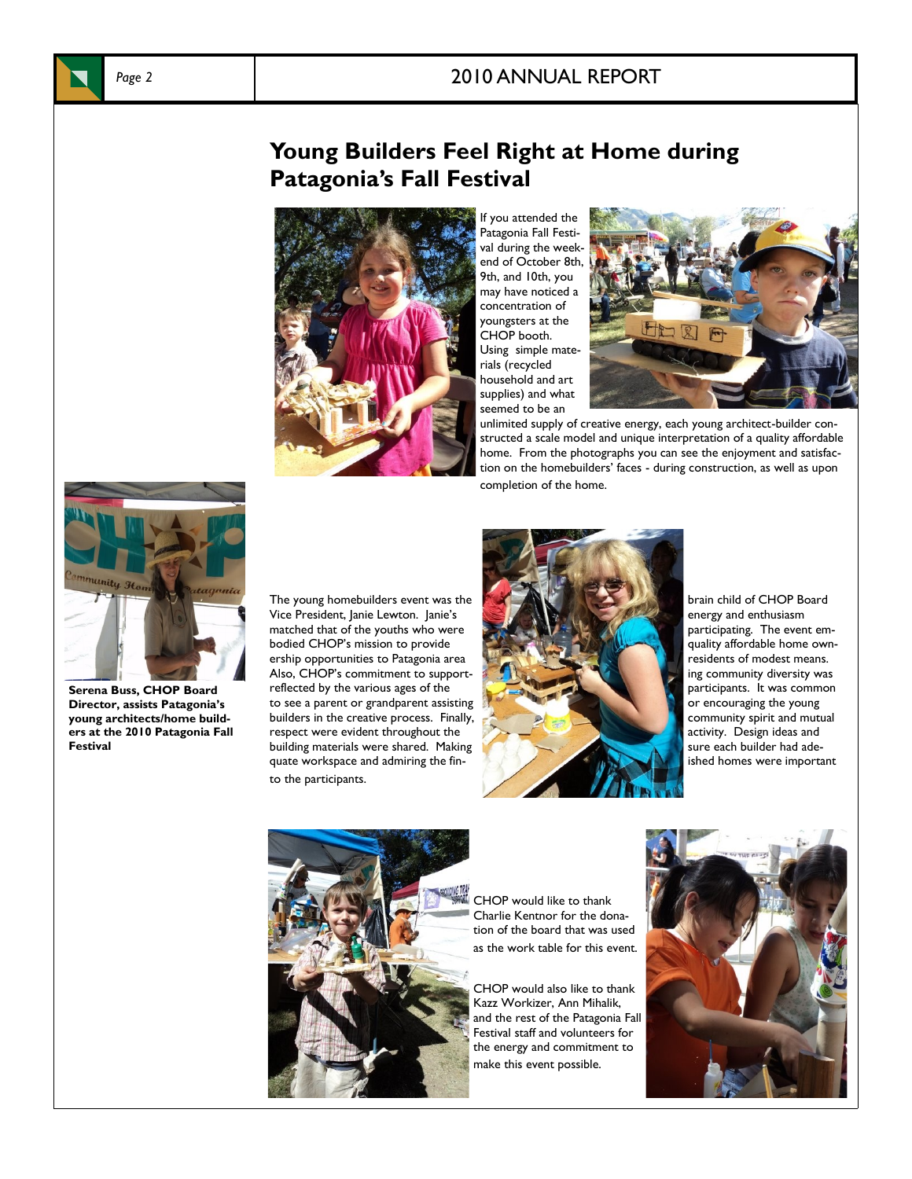# Young Builders Feel Right at Home during Patagonia's Fall Festival

If you attended the Patagonia Fall Festival during the weekend of October 8th, 9th, and 10th, you may have noticed a concentration of youngsters at the CHOP booth. Using simple materials (recycled household and art supplies) and what seemed to be an unlimited supply of creative energy, each young architect-builder constructed a scale model and unique interpretation of a quality affordable home. From the photographs you can see the enjoyment and satisfaction on the homebuilders' faces - during construction, as well as upon completion of the home.

**Serena Buss, CHOP Board Director, assists Patagonia's young architects/home builders at the 2010 Patagonia Fall Festival**

The young homebuilders event was the brain child of CHOP Board Vice President, Janie Lewton. Janie's energy and enthusiasm matched that of the youths who were participating. The event embodied CHOP's mission to provide quality affordable home ownership opportunities to Patagonia area residents of modest means. Also, CHOP's commitment to supporting community diversity was reflected by the various ages of the participants. It was common to see a parent or grandparent assisting or encouraging the young builders in the creative process. Finally, community spirit and mutual respect were evident throughout the activity. Design ideas and building materials were shared. Making sure each builder had adequate workspace and admiring the finished homes were important to the participants.

CHOP would like to thank Charlie Kentnor for the donation of the board that was used as the work table for this event.

CHOP would also like to thank Kazz Workizer, Ann Mihalik, and the rest of the Patagonia Fall Festival staff and volunteers for the energy and commitment to make this event possible.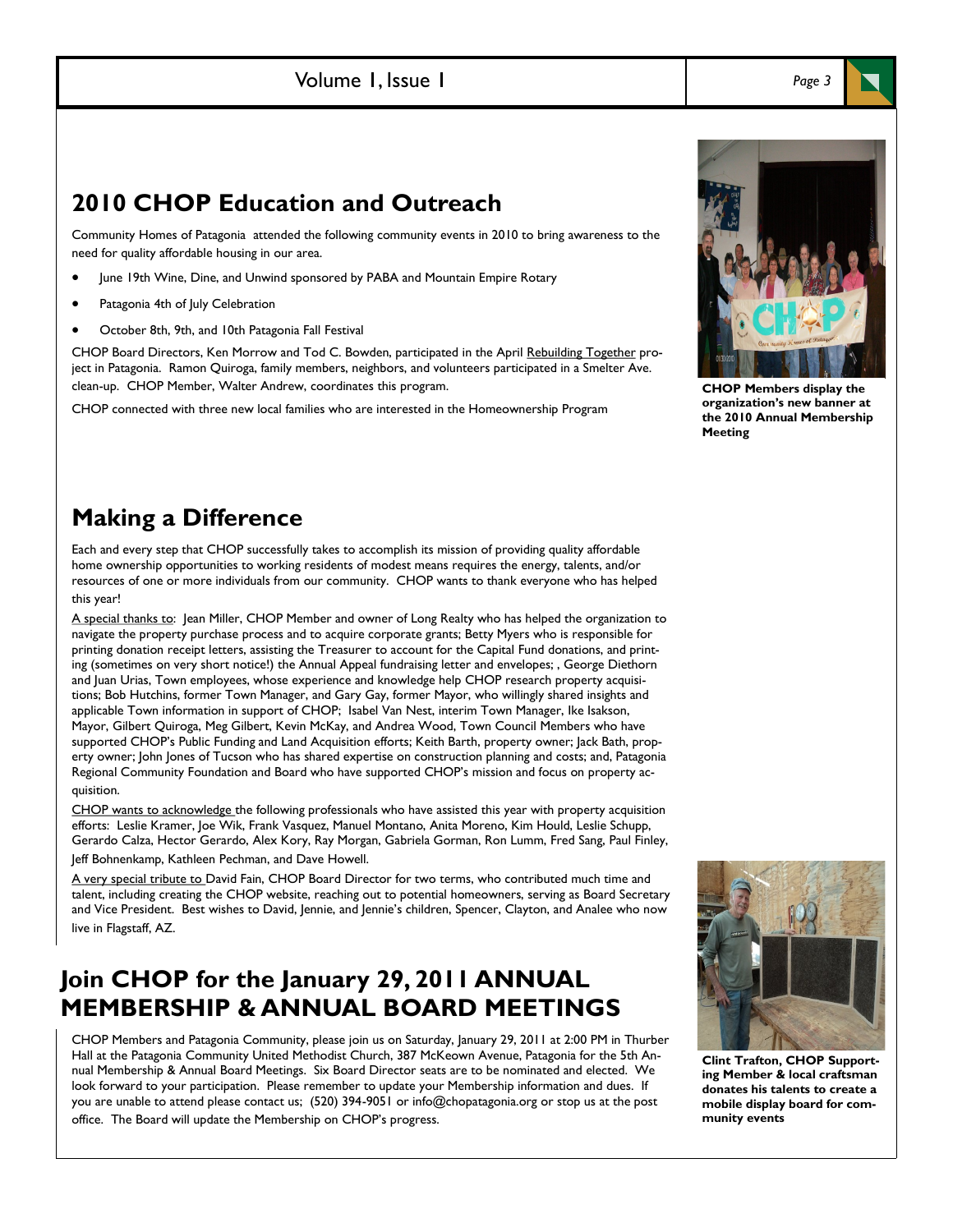## 2010 CHOP Education and Outreach

Community Homes of Patagonia attended the following community events in 2010 to bring awareness to the need for quality affordable housing in our area.

- June 19th Wine, Dine, and Unwind sponsored by PABA and Mountain Empire Rotary
- Patagonia 4th of July Celebration
- October 8th, 9th, and 10th Patagonia Fall Festival

CHOP Board Directors, Ken Morrow and Tod C. Bowden, participated in the April Rebuilding Together project in Patagonia. Ramon Quiroga, family members, neighbors, and volunteers participated in a Smelter Ave. clean-up. CHOP Member, Walter Andrew, coordinates this program.

CHOP connected with three new local families who are interested in the Homeownership Program

**CHOP Members display the organization's new banner at the 2010 Annual Membership Meeting**

## Making a Difference

Each and every step that CHOP successfully takes to accomplish its mission of providing quality affordable home ownership opportunities to working residents of modest means requires the energy, talents, and/or resources of one or more individuals from our community. CHOP wants to thank everyone who has helped this year!

A special thanks to: Jean Miller, CHOP Member and owner of Long Realty who has helped the organization to navigate the property purchase process and to acquire corporate grants; Betty Myers who is responsible for printing donation receipt letters, assisting the Treasurer to account for the Capital Fund donations, and printing (sometimes on very short notice!) the Annual Appeal fundraising letter and envelopes; , George Diethorn and Juan Urias, Town employees, whose experience and knowledge help CHOP research property acquisitions; Bob Hutchins, former Town Manager, and Gary Gay, former Mayor, who willingly shared insights and applicable Town information in support of CHOP; Isabel Van Nest, interim Town Manager, Ike Isakson, Mayor, Gilbert Quiroga, Meg Gilbert, Kevin McKay, and Andrea Wood, Town Council Members who have supported CHOP's Public Funding and Land Acquisition efforts; Keith Barth, property owner; Jack Bath, property owner; John Jones of Tucson who has shared expertise on construction planning and costs; and, Patagonia Regional Community Foundation and Board who have supported CHOP's mission and focus on property acquisition.

CHOP wants to acknowledge the following professionals who have assisted this year with property acquisition efforts: Leslie Kramer, Joe Wik, Frank Vasquez, Manuel Montano, Anita Moreno, Kim Hould, Leslie Schupp, Gerardo Calza, Hector Gerardo, Alex Kory, Ray Morgan, Gabriela Gorman, Ron Lumm, Fred Sang, Paul Finley, Jeff Bohnenkamp, Kathleen Pechman, and Dave Howell.

A very special tribute to David Fain, CHOP Board Director for two terms, who contributed much time and talent, including creating the CHOP website, reaching out to potential homeowners, serving as Board Secretary and Vice President. Best wishes to David, Jennie, and Jennie's children, Spencer, Clayton, and Analee who now live in Flagstaff, AZ.

## Join CHOP for the January 29, 2011 ANNUAL MEMBERSHIP & ANNUAL BOARD MEETINGS

CHOP Members and Patagonia Community, please join us on Saturday, January 29, 2011 at 2:00 PM in Thurber Hall at the Patagonia Community United Methodist Church, 387 McKeown Avenue, Patagonia for the 5th Annual Membership & Annual Board Meetings. Six Board Director seats are to be nominated and elected. We look forward to your participation. Please remember to update your Membership information and dues. If you are unable to attend please contact us; (520) 394-9051 or info@chopatagonia.org or stop us at the post office. The Board will update the Membership on CHOP's progress.

**Clint Trafton, CHOP Supporting Member & local craftsman donates his talents to create a mobile display board for community events**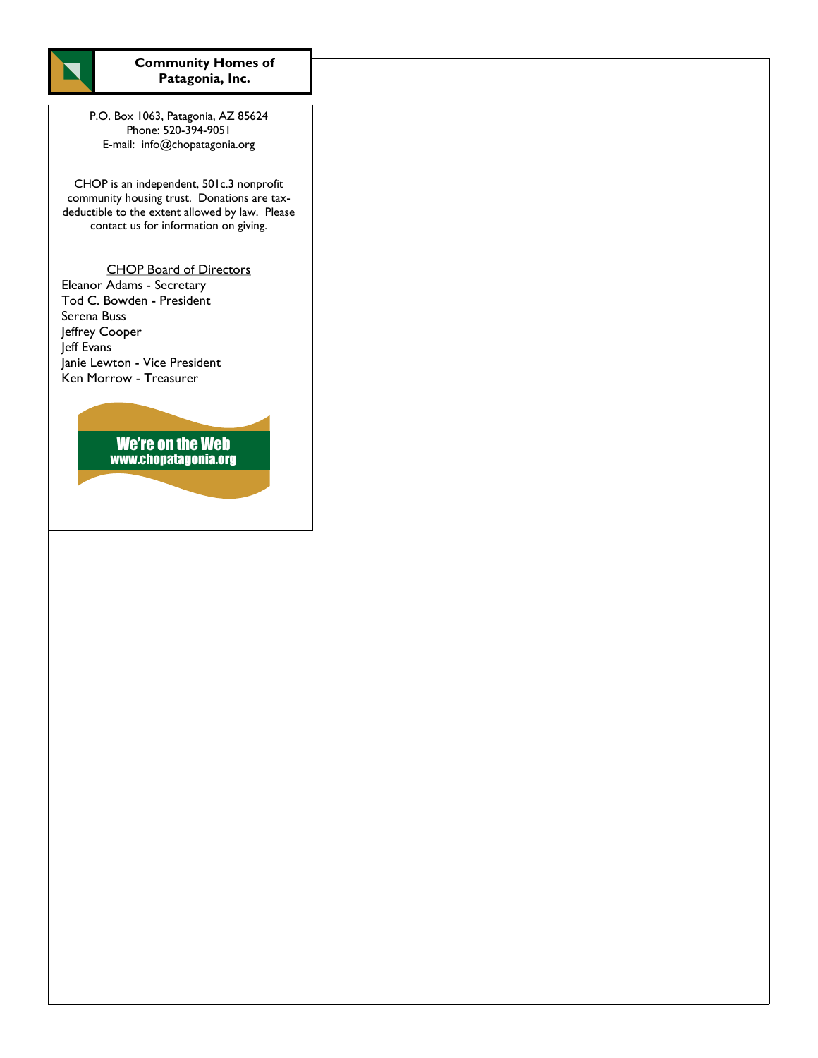**Community Homes of Patagonia, Inc.**

P.O. Box 1063, Patagonia, AZ 85624
Phone: 520-394-9051
E-mail: info@chopatagonia.org

CHOP is an independent, 501c.3 nonprofit community housing trust. Donations are tax-deductible to the extent allowed by law. Please contact us for information on giving.

CHOP Board of Directors

Eleanor Adams - Secretary
Tod C. Bowden - President
Serena Buss
Jeffrey Cooper
Jeff Evans
Janie Lewton - Vice President
Ken Morrow - Treasurer

We're on the Web
www.chopatagonia.org